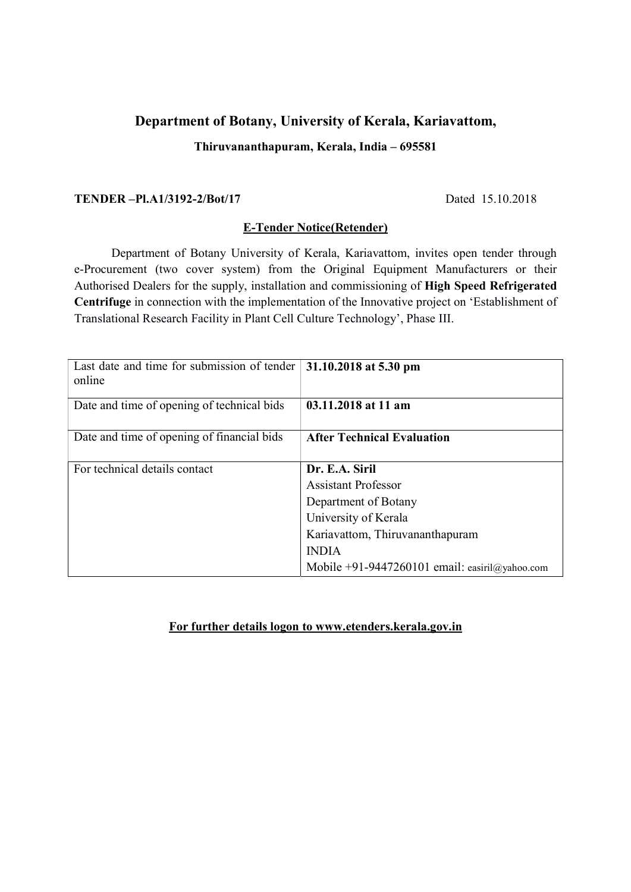# Department of Botany, University of Kerala, Kariavattom,

**Thiruvananthapuram, Kerala, India – 695581**

**TENDER –Pl.A1/3192-2/Bot/17** Dated 15.10.2018

## E-Tender Notice(Retender)

Department of Botany University of Kerala, Kariavattom, invites open tender through e-Procurement (two cover system) from the Original Equipment Manufacturers or their Authorised Dealers for the supply, installation and commissioning of **High Speed Refrigerated Centrifuge** in connection with the implementation of the Innovative project on 'Establishment of Translational Research Facility in Plant Cell Culture Technology', Phase III.

| | |
|---|---|
| Last date and time for submission of tender online | **31.10.2018 at 5.30 pm** |
| Date and time of opening of technical bids | **03.11.2018 at 11 am** |
| Date and time of opening of financial bids | **After Technical Evaluation** |
| For technical details contact | **Dr. E.A. Siril**<br>Assistant Professor<br>Department of Botany<br>University of Kerala<br>Kariavattom, Thiruvananthapuram<br>INDIA<br>Mobile +91-9447260101 email: easiril@yahoo.com |

**For further details logon to www.etenders.kerala.gov.in**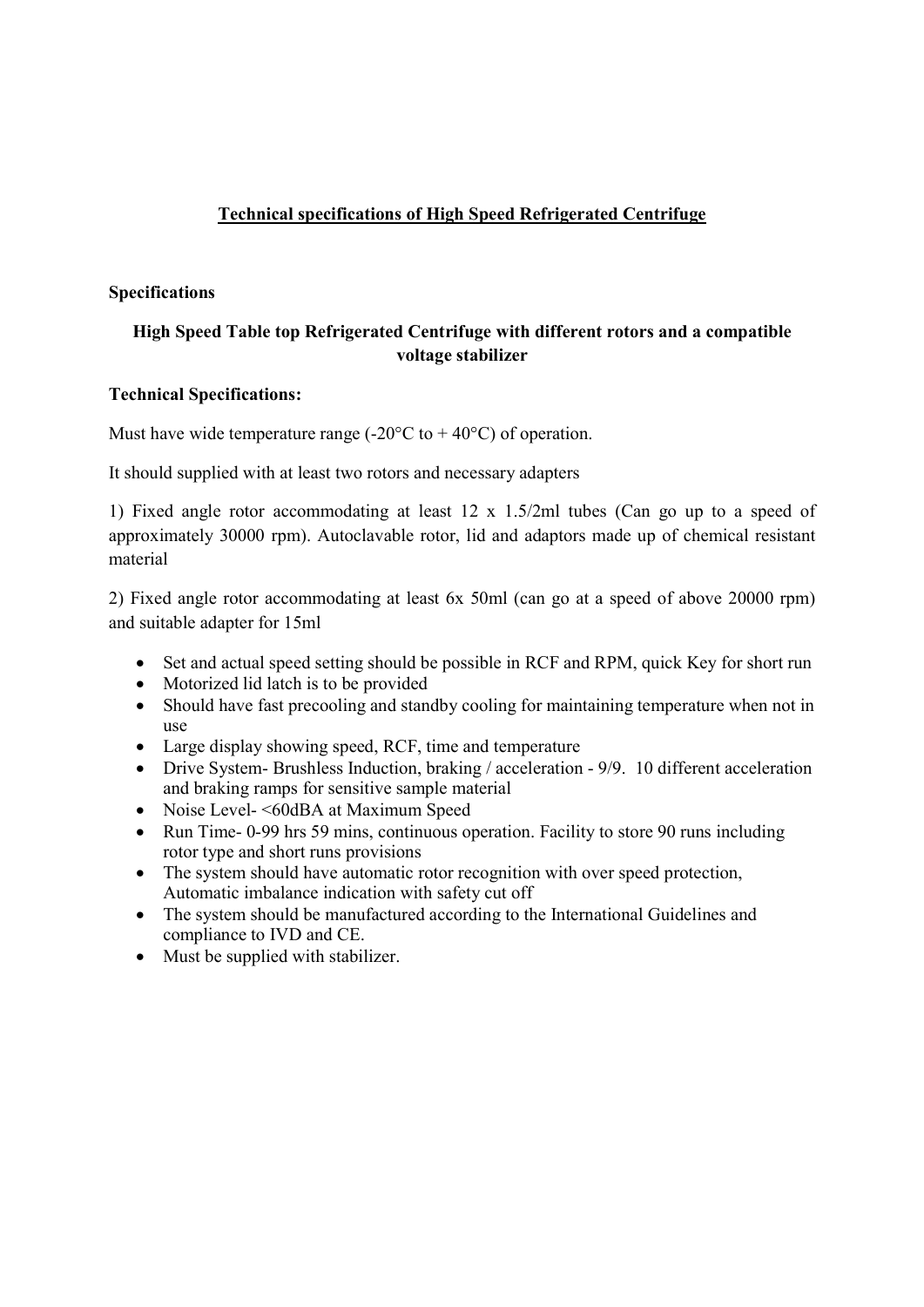## Technical specifications of High Speed Refrigerated Centrifuge

**Specifications**

**High Speed Table top Refrigerated Centrifuge with different rotors and a compatible voltage stabilizer**

**Technical Specifications:**

Must have wide temperature range (-20°C to + 40°C) of operation.

It should supplied with at least two rotors and necessary adapters

1) Fixed angle rotor accommodating at least 12 x 1.5/2ml tubes (Can go up to a speed of approximately 30000 rpm). Autoclavable rotor, lid and adaptors made up of chemical resistant material

2) Fixed angle rotor accommodating at least 6x 50ml (can go at a speed of above 20000 rpm) and suitable adapter for 15ml

- Set and actual speed setting should be possible in RCF and RPM, quick Key for short run
- Motorized lid latch is to be provided
- Should have fast precooling and standby cooling for maintaining temperature when not in use
- Large display showing speed, RCF, time and temperature
- Drive System- Brushless Induction, braking / acceleration - 9/9. 10 different acceleration and braking ramps for sensitive sample material
- Noise Level- <60dBA at Maximum Speed
- Run Time- 0-99 hrs 59 mins, continuous operation. Facility to store 90 runs including rotor type and short runs provisions
- The system should have automatic rotor recognition with over speed protection, Automatic imbalance indication with safety cut off
- The system should be manufactured according to the International Guidelines and compliance to IVD and CE.
- Must be supplied with stabilizer.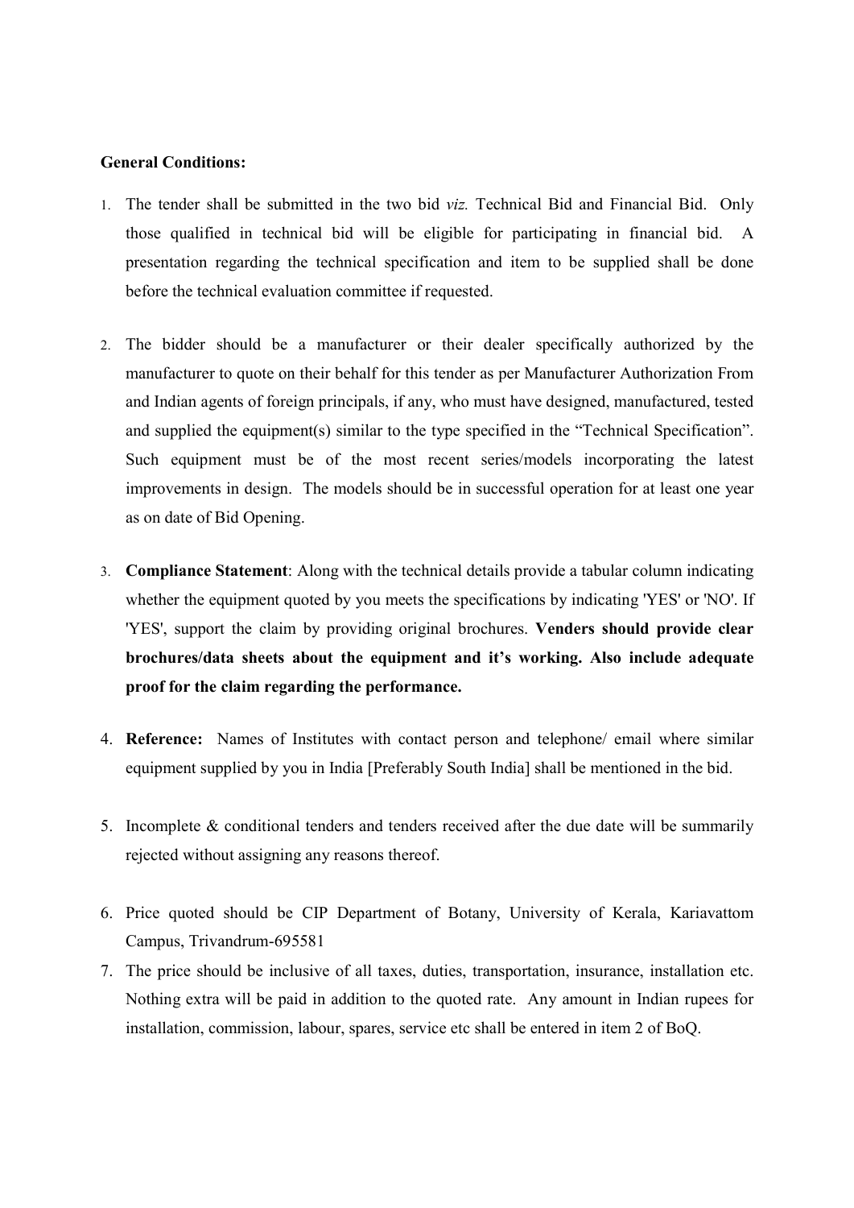**General Conditions:**

1. The tender shall be submitted in the two bid *viz.* Technical Bid and Financial Bid. Only those qualified in technical bid will be eligible for participating in financial bid. A presentation regarding the technical specification and item to be supplied shall be done before the technical evaluation committee if requested.

2. The bidder should be a manufacturer or their dealer specifically authorized by the manufacturer to quote on their behalf for this tender as per Manufacturer Authorization From and Indian agents of foreign principals, if any, who must have designed, manufactured, tested and supplied the equipment(s) similar to the type specified in the "Technical Specification". Such equipment must be of the most recent series/models incorporating the latest improvements in design. The models should be in successful operation for at least one year as on date of Bid Opening.

3. **Compliance Statement**: Along with the technical details provide a tabular column indicating whether the equipment quoted by you meets the specifications by indicating 'YES' or 'NO'. If 'YES', support the claim by providing original brochures. **Venders should provide clear brochures/data sheets about the equipment and it's working. Also include adequate proof for the claim regarding the performance.**

4. **Reference:** Names of Institutes with contact person and telephone/ email where similar equipment supplied by you in India [Preferably South India] shall be mentioned in the bid.

5. Incomplete & conditional tenders and tenders received after the due date will be summarily rejected without assigning any reasons thereof.

6. Price quoted should be CIP Department of Botany, University of Kerala, Kariavattom Campus, Trivandrum-695581

7. The price should be inclusive of all taxes, duties, transportation, insurance, installation etc. Nothing extra will be paid in addition to the quoted rate. Any amount in Indian rupees for installation, commission, labour, spares, service etc shall be entered in item 2 of BoQ.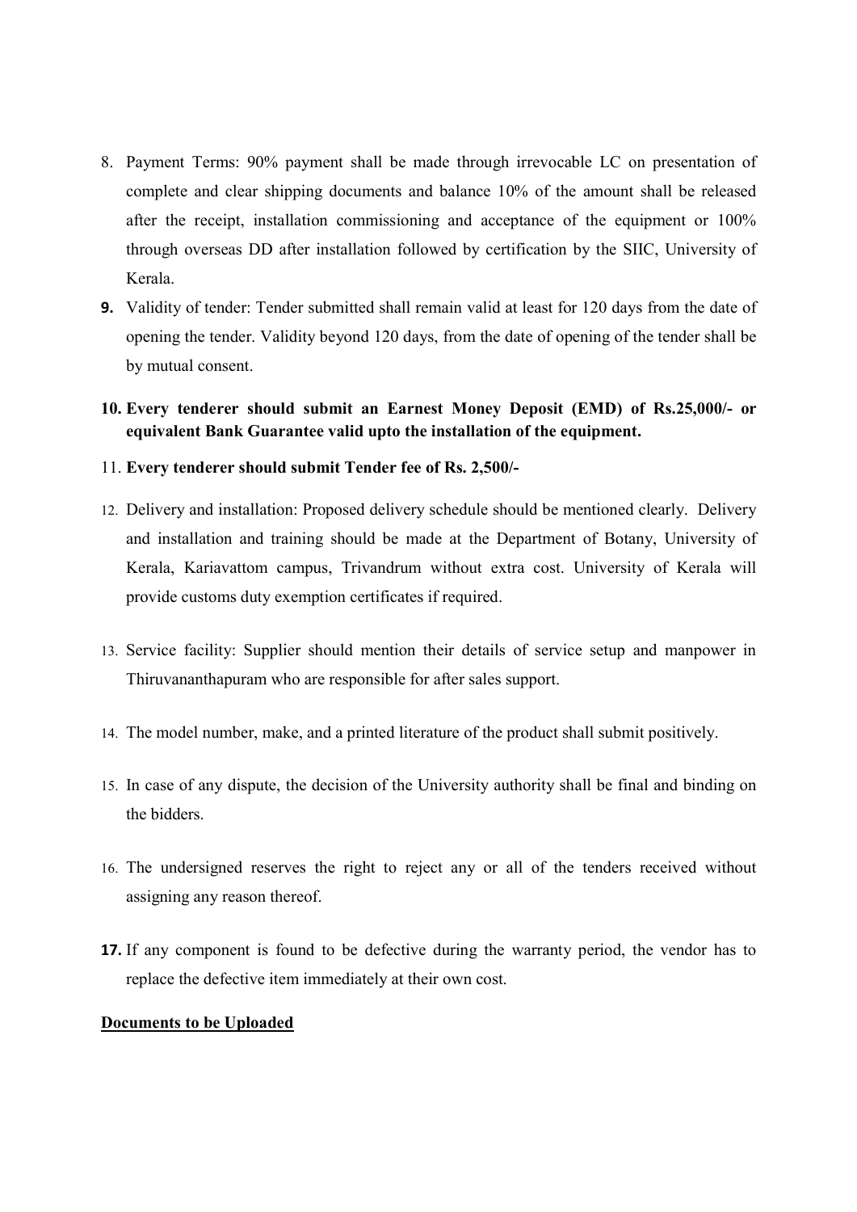8. Payment Terms: 90% payment shall be made through irrevocable LC on presentation of complete and clear shipping documents and balance 10% of the amount shall be released after the receipt, installation commissioning and acceptance of the equipment or 100% through overseas DD after installation followed by certification by the SIIC, University of Kerala.
9. Validity of tender: Tender submitted shall remain valid at least for 120 days from the date of opening the tender. Validity beyond 120 days, from the date of opening of the tender shall be by mutual consent.
10. **Every tenderer should submit an Earnest Money Deposit (EMD) of Rs.25,000/- or equivalent Bank Guarantee valid upto the installation of the equipment.**
11. **Every tenderer should submit Tender fee of Rs. 2,500/-**
12. Delivery and installation: Proposed delivery schedule should be mentioned clearly. Delivery and installation and training should be made at the Department of Botany, University of Kerala, Kariavattom campus, Trivandrum without extra cost. University of Kerala will provide customs duty exemption certificates if required.
13. Service facility: Supplier should mention their details of service setup and manpower in Thiruvananthapuram who are responsible for after sales support.
14. The model number, make, and a printed literature of the product shall submit positively.
15. In case of any dispute, the decision of the University authority shall be final and binding on the bidders.
16. The undersigned reserves the right to reject any or all of the tenders received without assigning any reason thereof.
17. If any component is found to be defective during the warranty period, the vendor has to replace the defective item immediately at their own cost.

**Documents to be Uploaded**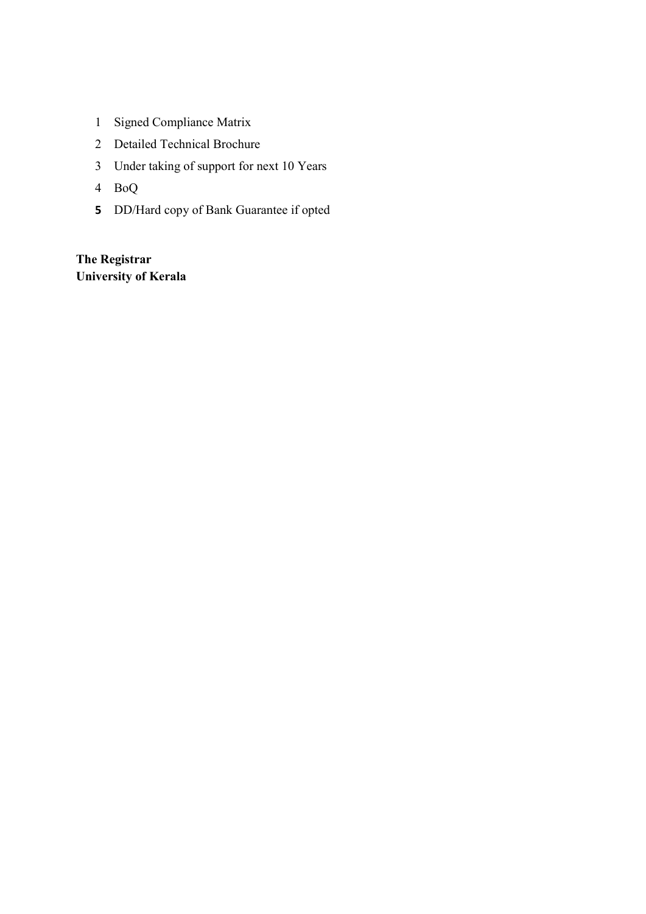1. Signed Compliance Matrix
2. Detailed Technical Brochure
3. Under taking of support for next 10 Years
4. BoQ
5. DD/Hard copy of Bank Guarantee if opted

**The Registrar**
**University of Kerala**